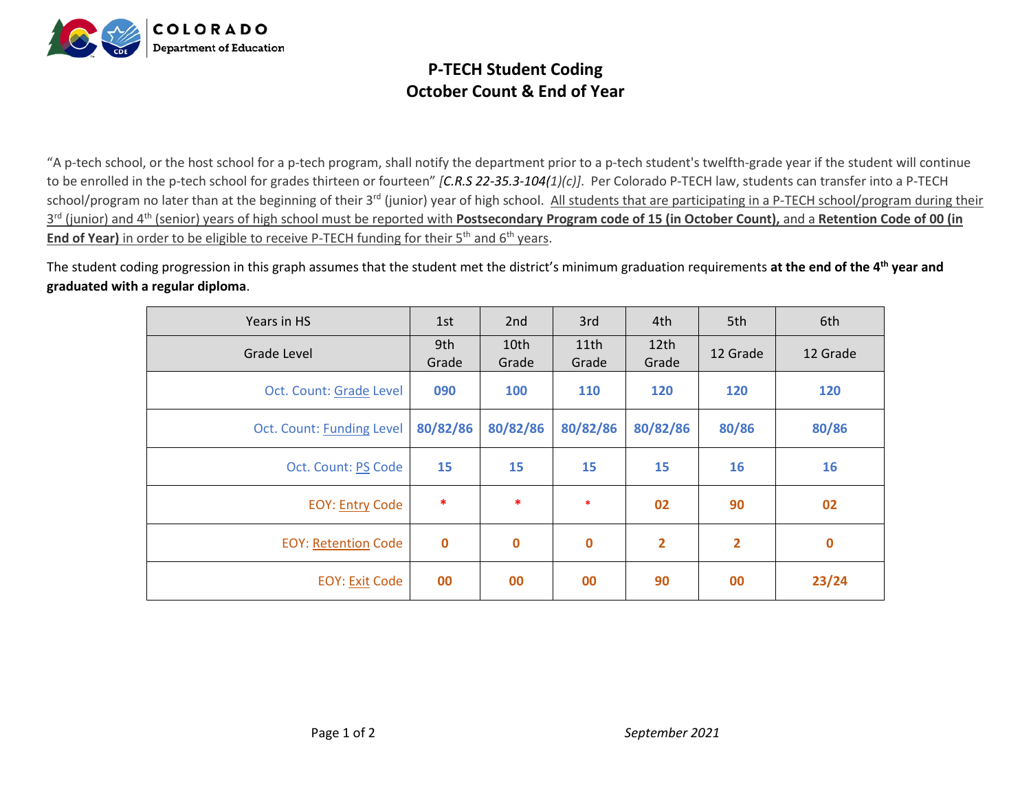# P-TECH Student Coding
## October Count & End of Year

"A p-tech school, or the host school for a p-tech program, shall notify the department prior to a p-tech student's twelfth-grade year if the student will continue to be enrolled in the p-tech school for grades thirteen or fourteen" *[C.R.S 22-35.3-104(1)(c)]*. Per Colorado P-TECH law, students can transfer into a P-TECH school/program no later than at the beginning of their 3rd (junior) year of high school. All students that are participating in a P-TECH school/program during their 3rd (junior) and 4th (senior) years of high school must be reported with **Postsecondary Program code of 15 (in October Count),** and a **Retention Code of 00 (in End of Year)** in order to be eligible to receive P-TECH funding for their 5th and 6th years.

The student coding progression in this graph assumes that the student met the district's minimum graduation requirements **at the end of the 4th year and graduated with a regular diploma**.

| Years in HS | 1st | 2nd | 3rd | 4th | 5th | 6th |
|---|---|---|---|---|---|---|
| Grade Level | 9th Grade | 10th Grade | 11th Grade | 12th Grade | 12 Grade | 12 Grade |
| Oct. Count: Grade Level | **090** | **100** | **110** | **120** | **120** | **120** |
| Oct. Count: Funding Level | **80/82/86** | **80/82/86** | **80/82/86** | **80/82/86** | **80/86** | **80/86** |
| Oct. Count: PS Code | **15** | **15** | **15** | **15** | **16** | **16** |
| EOY: Entry Code | * | * | * | **02** | **90** | **02** |
| EOY: Retention Code | **0** | **0** | **0** | **2** | **2** | **0** |
| EOY: Exit Code | **00** | **00** | **00** | **90** | **00** | **23/24** |

*September 2021*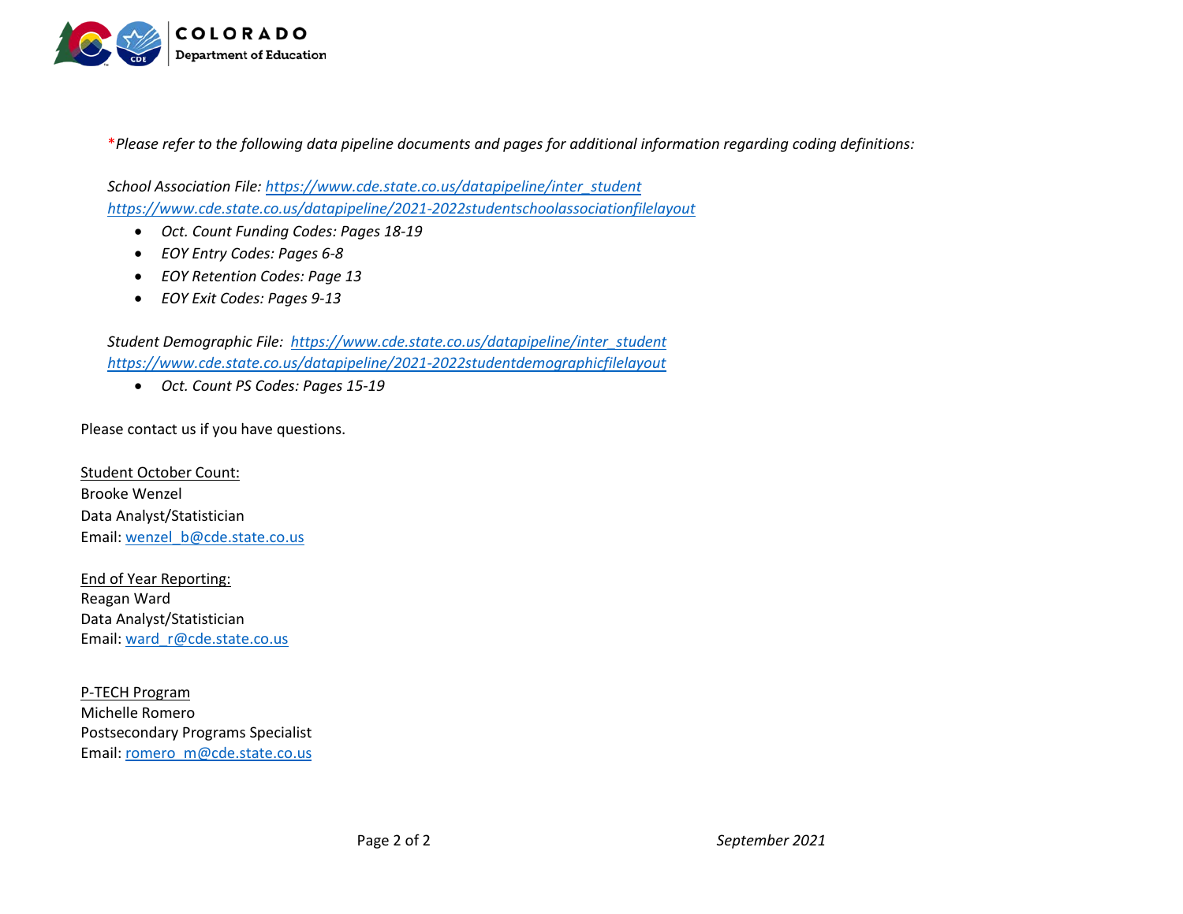*\*Please refer to the following data pipeline documents and pages for additional information regarding coding definitions:*

*School Association File:* *https://www.cde.state.co.us/datapipeline/inter_student*
*https://www.cde.state.co.us/datapipeline/2021-2022studentschoolassociationfilelayout*

- *Oct. Count Funding Codes: Pages 18-19*
- *EOY Entry Codes: Pages 6-8*
- *EOY Retention Codes: Page 13*
- *EOY Exit Codes: Pages 9-13*

*Student Demographic File:* *https://www.cde.state.co.us/datapipeline/inter_student*
*https://www.cde.state.co.us/datapipeline/2021-2022studentdemographicfilelayout*

- *Oct. Count PS Codes: Pages 15-19*

Please contact us if you have questions.

Student October Count:
Brooke Wenzel
Data Analyst/Statistician
Email: wenzel_b@cde.state.co.us

End of Year Reporting:
Reagan Ward
Data Analyst/Statistician
Email: ward_r@cde.state.co.us

P-TECH Program
Michelle Romero
Postsecondary Programs Specialist
Email: romero_m@cde.state.co.us

*September 2021*